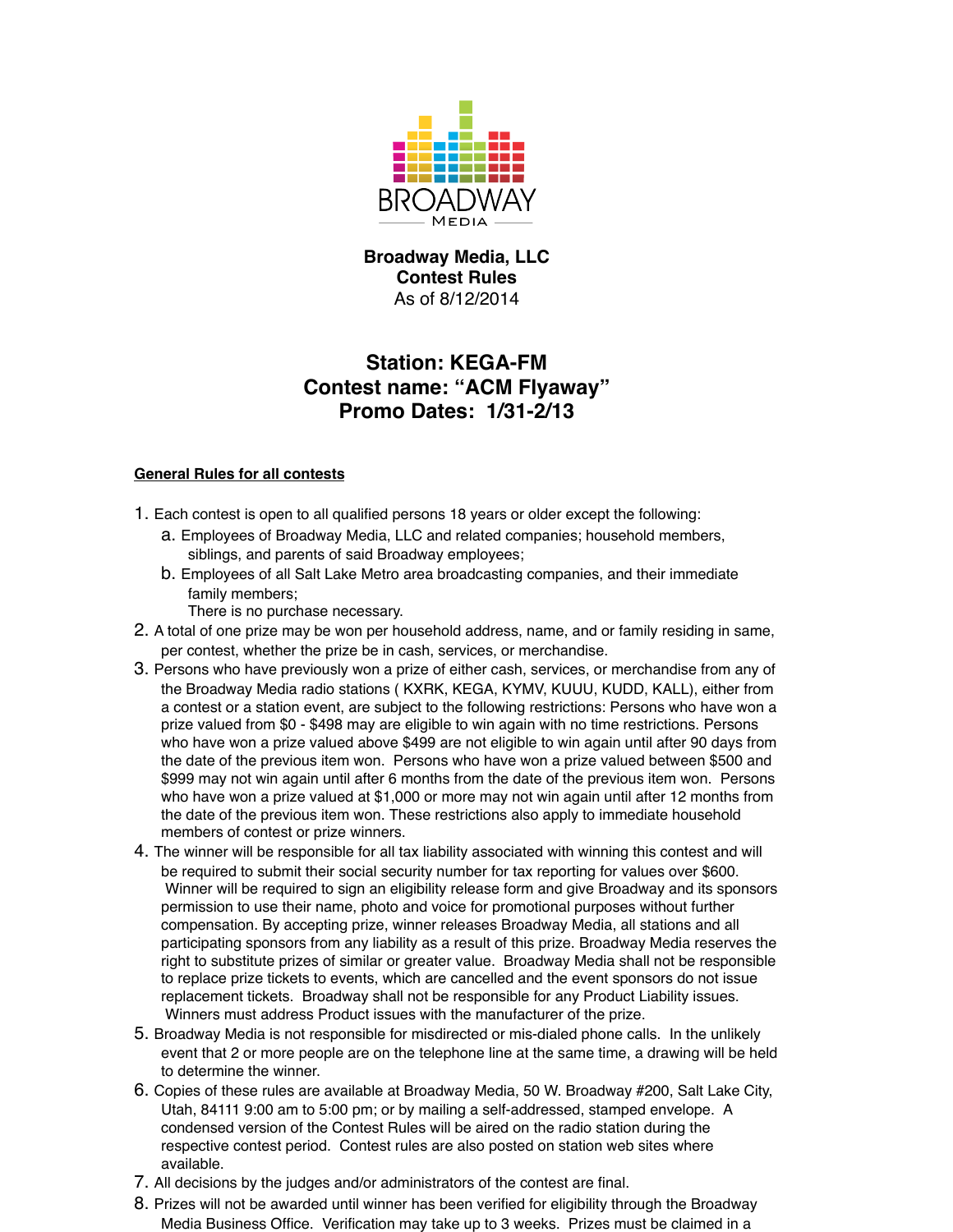BROADWAY
MEDIA

**Broadway Media, LLC**
**Contest Rules**
As of 8/12/2014

## Station: KEGA-FM
## Contest name: "ACM Flyaway"
## Promo Dates: 1/31-2/13

**General Rules for all contests**

1. Each contest is open to all qualified persons 18 years or older except the following:
   a. Employees of Broadway Media, LLC and related companies; household members, siblings, and parents of said Broadway employees;
   b. Employees of all Salt Lake Metro area broadcasting companies, and their immediate family members;
   There is no purchase necessary.
2. A total of one prize may be won per household address, name, and or family residing in same, per contest, whether the prize be in cash, services, or merchandise.
3. Persons who have previously won a prize of either cash, services, or merchandise from any of the Broadway Media radio stations ( KXRK, KEGA, KYMV, KUUU, KUDD, KALL), either from a contest or a station event, are subject to the following restrictions: Persons who have won a prize valued from $0 - $498 may are eligible to win again with no time restrictions. Persons who have won a prize valued above $499 are not eligible to win again until after 90 days from the date of the previous item won. Persons who have won a prize valued between $500 and $999 may not win again until after 6 months from the date of the previous item won. Persons who have won a prize valued at $1,000 or more may not win again until after 12 months from the date of the previous item won. These restrictions also apply to immediate household members of contest or prize winners.
4. The winner will be responsible for all tax liability associated with winning this contest and will be required to submit their social security number for tax reporting for values over $600. Winner will be required to sign an eligibility release form and give Broadway and its sponsors permission to use their name, photo and voice for promotional purposes without further compensation. By accepting prize, winner releases Broadway Media, all stations and all participating sponsors from any liability as a result of this prize. Broadway Media reserves the right to substitute prizes of similar or greater value. Broadway Media shall not be responsible to replace prize tickets to events, which are cancelled and the event sponsors do not issue replacement tickets. Broadway shall not be responsible for any Product Liability issues. Winners must address Product issues with the manufacturer of the prize.
5. Broadway Media is not responsible for misdirected or mis-dialed phone calls. In the unlikely event that 2 or more people are on the telephone line at the same time, a drawing will be held to determine the winner.
6. Copies of these rules are available at Broadway Media, 50 W. Broadway #200, Salt Lake City, Utah, 84111 9:00 am to 5:00 pm; or by mailing a self-addressed, stamped envelope. A condensed version of the Contest Rules will be aired on the radio station during the respective contest period. Contest rules are also posted on station web sites where available.
7. All decisions by the judges and/or administrators of the contest are final.
8. Prizes will not be awarded until winner has been verified for eligibility through the Broadway Media Business Office. Verification may take up to 3 weeks. Prizes must be claimed in a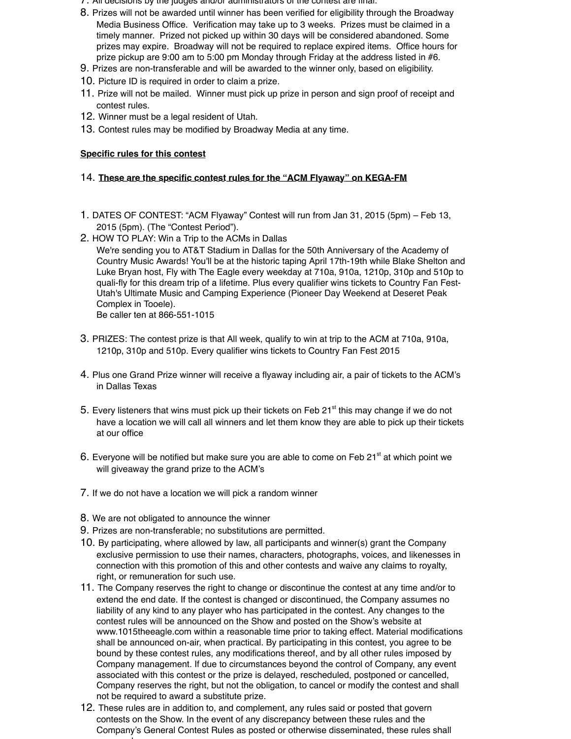7. All decisions by the judges and/or administrators of the contest are final.
8. Prizes will not be awarded until winner has been verified for eligibility through the Broadway Media Business Office. Verification may take up to 3 weeks. Prizes must be claimed in a timely manner. Prized not picked up within 30 days will be considered abandoned. Some prizes may expire. Broadway will not be required to replace expired items. Office hours for prize pickup are 9:00 am to 5:00 pm Monday through Friday at the address listed in #6.
9. Prizes are non-transferable and will be awarded to the winner only, based on eligibility.
10. Picture ID is required in order to claim a prize.
11. Prize will not be mailed. Winner must pick up prize in person and sign proof of receipt and contest rules.
12. Winner must be a legal resident of Utah.
13. Contest rules may be modified by Broadway Media at any time.

**Specific rules for this contest**

14. **These are the specific contest rules for the "ACM Flyaway" on KEGA-FM**

1. DATES OF CONTEST: "ACM Flyaway" Contest will run from Jan 31, 2015 (5pm) – Feb 13, 2015 (5pm). (The "Contest Period").
2. HOW TO PLAY: Win a Trip to the ACMs in Dallas
   We're sending you to AT&T Stadium in Dallas for the 50th Anniversary of the Academy of Country Music Awards! You'll be at the historic taping April 17th-19th while Blake Shelton and Luke Bryan host, Fly with The Eagle every weekday at 710a, 910a, 1210p, 310p and 510p to quali-fly for this dream trip of a lifetime. Plus every qualifier wins tickets to Country Fan Fest- Utah's Ultimate Music and Camping Experience (Pioneer Day Weekend at Deseret Peak Complex in Tooele).
   Be caller ten at 866-551-1015

3. PRIZES: The contest prize is that All week, qualify to win at trip to the ACM at 710a, 910a, 1210p, 310p and 510p. Every qualifier wins tickets to Country Fan Fest 2015

4. Plus one Grand Prize winner will receive a flyaway including air, a pair of tickets to the ACM's in Dallas Texas

5. Every listeners that wins must pick up their tickets on Feb 21st this may change if we do not have a location we will call all winners and let them know they are able to pick up their tickets at our office

6. Everyone will be notified but make sure you are able to come on Feb 21st at which point we will giveaway the grand prize to the ACM's

7. If we do not have a location we will pick a random winner

8. We are not obligated to announce the winner
9. Prizes are non-transferable; no substitutions are permitted.
10. By participating, where allowed by law, all participants and winner(s) grant the Company exclusive permission to use their names, characters, photographs, voices, and likenesses in connection with this promotion of this and other contests and waive any claims to royalty, right, or remuneration for such use.
11. The Company reserves the right to change or discontinue the contest at any time and/or to extend the end date. If the contest is changed or discontinued, the Company assumes no liability of any kind to any player who has participated in the contest. Any changes to the contest rules will be announced on the Show and posted on the Show's website at www.1015theeagle.com within a reasonable time prior to taking effect. Material modifications shall be announced on-air, when practical. By participating in this contest, you agree to be bound by these contest rules, any modifications thereof, and by all other rules imposed by Company management. If due to circumstances beyond the control of Company, any event associated with this contest or the prize is delayed, rescheduled, postponed or cancelled, Company reserves the right, but not the obligation, to cancel or modify the contest and shall not be required to award a substitute prize.
12. These rules are in addition to, and complement, any rules said or posted that govern contests on the Show. In the event of any discrepancy between these rules and the Company's General Contest Rules as posted or otherwise disseminated, these rules shall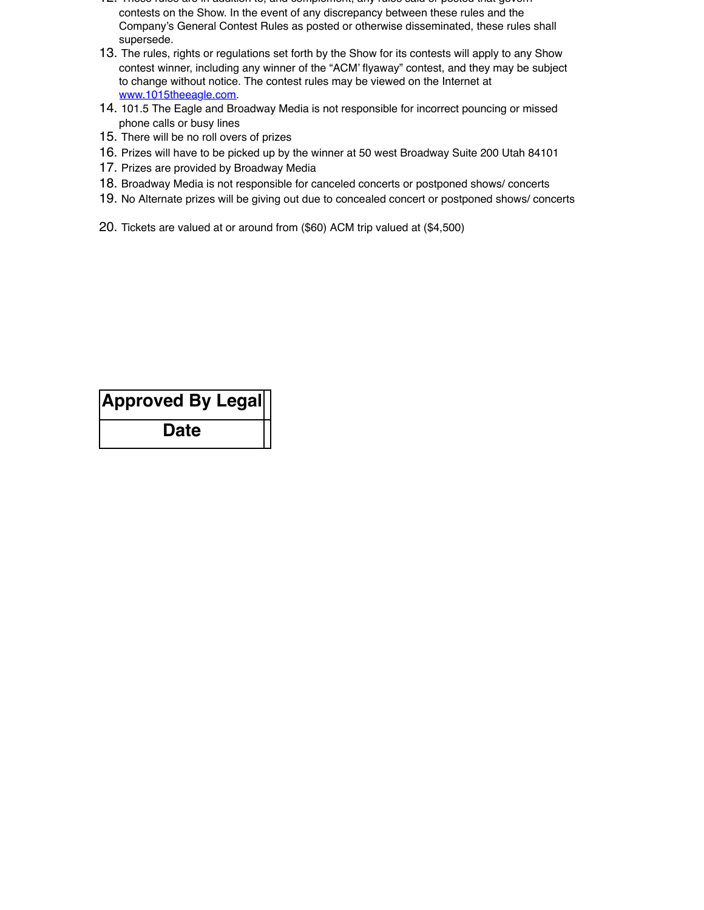12. These rules are in addition to, and complement, any rules said or posted that govern contests on the Show. In the event of any discrepancy between these rules and the Company's General Contest Rules as posted or otherwise disseminated, these rules shall supersede.
13. The rules, rights or regulations set forth by the Show for its contests will apply to any Show contest winner, including any winner of the "ACM' flyaway" contest, and they may be subject to change without notice. The contest rules may be viewed on the Internet at www.1015theeagle.com.
14. 101.5 The Eagle and Broadway Media is not responsible for incorrect pouncing or missed phone calls or busy lines
15. There will be no roll overs of prizes
16. Prizes will have to be picked up by the winner at 50 west Broadway Suite 200 Utah 84101
17. Prizes are provided by Broadway Media
18. Broadway Media is not responsible for canceled concerts or postponed shows/ concerts
19. No Alternate prizes will be giving out due to concealed concert or postponed shows/ concerts
20. Tickets are valued at or around from ($60) ACM trip valued at ($4,500)

| | |
|---|---|
| **Approved By Legal** | |
| **Date** | |